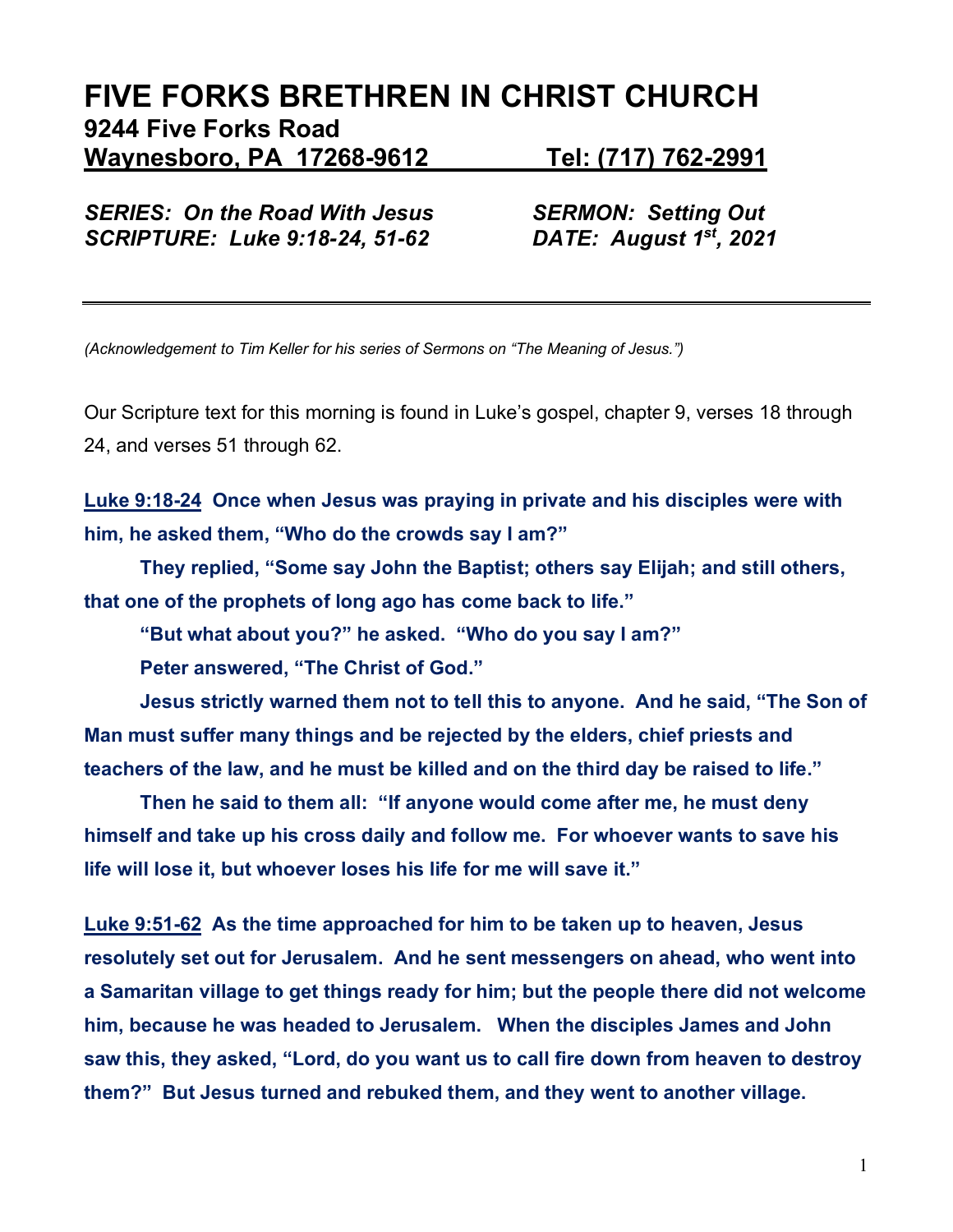# FIVE FORKS BRETHREN IN CHRIST CHURCH

## 9244 Five Forks Road

## Waynesboro, PA 17268-9612 Tel: (717) 762-2991

***SERIES: On the Road With Jesus*** ***SERMON: Setting Out***

***SCRIPTURE: Luke 9:18-24, 51-62*** ***DATE: August 1st, 2021***

---

*(Acknowledgement to Tim Keller for his series of Sermons on "The Meaning of Jesus.")*

Our Scripture text for this morning is found in Luke's gospel, chapter 9, verses 18 through 24, and verses 51 through 62.

**Luke 9:18-24 Once when Jesus was praying in private and his disciples were with him, he asked them, "Who do the crowds say I am?"**

**They replied, "Some say John the Baptist; others say Elijah; and still others, that one of the prophets of long ago has come back to life."**

**"But what about you?" he asked. "Who do you say I am?"**

**Peter answered, "The Christ of God."**

**Jesus strictly warned them not to tell this to anyone. And he said, "The Son of Man must suffer many things and be rejected by the elders, chief priests and teachers of the law, and he must be killed and on the third day be raised to life."**

**Then he said to them all: "If anyone would come after me, he must deny himself and take up his cross daily and follow me. For whoever wants to save his life will lose it, but whoever loses his life for me will save it."**

**Luke 9:51-62 As the time approached for him to be taken up to heaven, Jesus resolutely set out for Jerusalem. And he sent messengers on ahead, who went into a Samaritan village to get things ready for him; but the people there did not welcome him, because he was headed to Jerusalem. When the disciples James and John saw this, they asked, "Lord, do you want us to call fire down from heaven to destroy them?" But Jesus turned and rebuked them, and they went to another village.**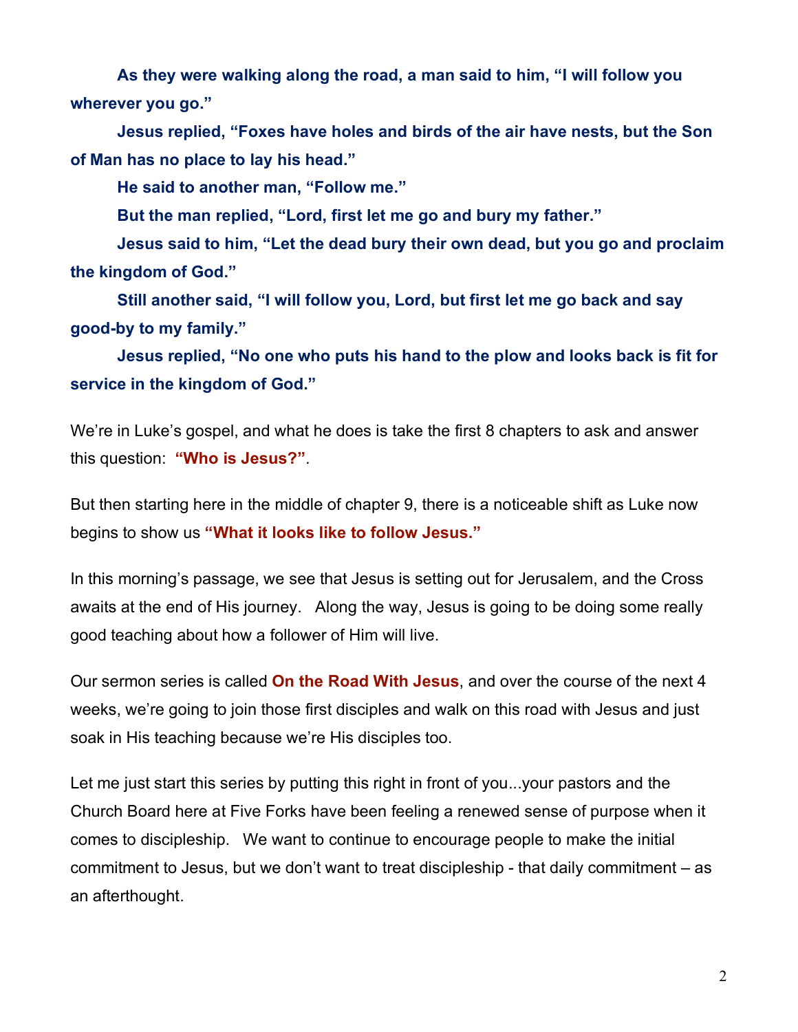**As they were walking along the road, a man said to him, “I will follow you wherever you go.”**

**Jesus replied, “Foxes have holes and birds of the air have nests, but the Son of Man has no place to lay his head.”**

**He said to another man, “Follow me.”**

**But the man replied, “Lord, first let me go and bury my father.”**

**Jesus said to him, “Let the dead bury their own dead, but you go and proclaim the kingdom of God.”**

**Still another said, “I will follow you, Lord, but first let me go back and say good-by to my family.”**

**Jesus replied, “No one who puts his hand to the plow and looks back is fit for service in the kingdom of God.”**

We’re in Luke’s gospel, and what he does is take the first 8 chapters to ask and answer this question: **“Who is Jesus?”**.

But then starting here in the middle of chapter 9, there is a noticeable shift as Luke now begins to show us **“What it looks like to follow Jesus.”**

In this morning’s passage, we see that Jesus is setting out for Jerusalem, and the Cross awaits at the end of His journey. Along the way, Jesus is going to be doing some really good teaching about how a follower of Him will live.

Our sermon series is called **On the Road With Jesus**, and over the course of the next 4 weeks, we’re going to join those first disciples and walk on this road with Jesus and just soak in His teaching because we’re His disciples too.

Let me just start this series by putting this right in front of you...your pastors and the Church Board here at Five Forks have been feeling a renewed sense of purpose when it comes to discipleship. We want to continue to encourage people to make the initial commitment to Jesus, but we don’t want to treat discipleship - that daily commitment – as an afterthought.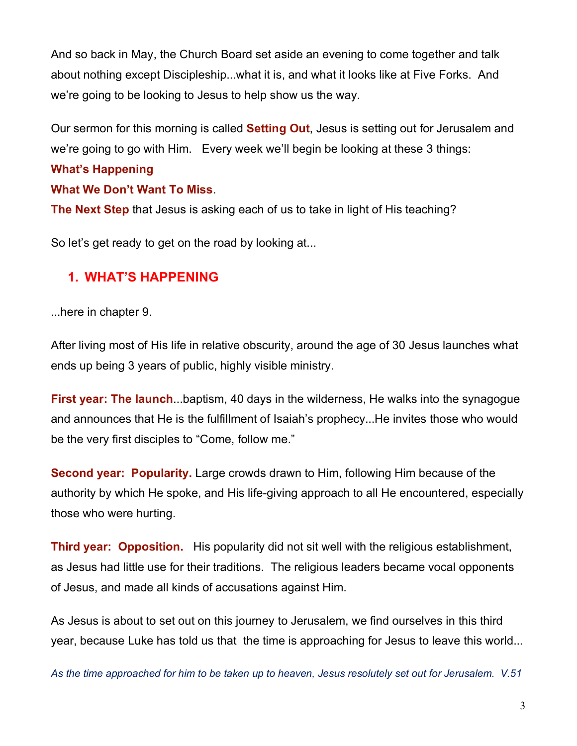And so back in May, the Church Board set aside an evening to come together and talk about nothing except Discipleship...what it is, and what it looks like at Five Forks. And we're going to be looking to Jesus to help show us the way.

Our sermon for this morning is called **Setting Out**, Jesus is setting out for Jerusalem and we're going to go with Him. Every week we'll begin be looking at these 3 things:

**What's Happening**

**What We Don't Want To Miss**.

**The Next Step** that Jesus is asking each of us to take in light of His teaching?

So let's get ready to get on the road by looking at...

## 1. WHAT'S HAPPENING

...here in chapter 9.

After living most of His life in relative obscurity, around the age of 30 Jesus launches what ends up being 3 years of public, highly visible ministry.

**First year: The launch**...baptism, 40 days in the wilderness, He walks into the synagogue and announces that He is the fulfillment of Isaiah's prophecy...He invites those who would be the very first disciples to "Come, follow me."

**Second year: Popularity.** Large crowds drawn to Him, following Him because of the authority by which He spoke, and His life-giving approach to all He encountered, especially those who were hurting.

**Third year: Opposition.** His popularity did not sit well with the religious establishment, as Jesus had little use for their traditions. The religious leaders became vocal opponents of Jesus, and made all kinds of accusations against Him.

As Jesus is about to set out on this journey to Jerusalem, we find ourselves in this third year, because Luke has told us that the time is approaching for Jesus to leave this world...

*As the time approached for him to be taken up to heaven, Jesus resolutely set out for Jerusalem. V.51*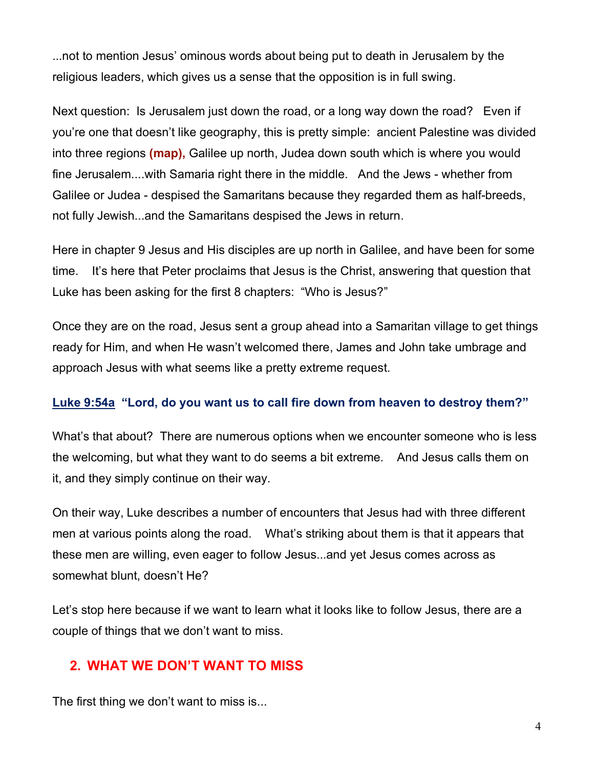...not to mention Jesus' ominous words about being put to death in Jerusalem by the religious leaders, which gives us a sense that the opposition is in full swing.

Next question: Is Jerusalem just down the road, or a long way down the road? Even if you're one that doesn't like geography, this is pretty simple: ancient Palestine was divided into three regions **(map),** Galilee up north, Judea down south which is where you would fine Jerusalem....with Samaria right there in the middle. And the Jews - whether from Galilee or Judea - despised the Samaritans because they regarded them as half-breeds, not fully Jewish...and the Samaritans despised the Jews in return.

Here in chapter 9 Jesus and His disciples are up north in Galilee, and have been for some time. It's here that Peter proclaims that Jesus is the Christ, answering that question that Luke has been asking for the first 8 chapters: "Who is Jesus?"

Once they are on the road, Jesus sent a group ahead into a Samaritan village to get things ready for Him, and when He wasn't welcomed there, James and John take umbrage and approach Jesus with what seems like a pretty extreme request.

**Luke 9:54a "Lord, do you want us to call fire down from heaven to destroy them?"**

What's that about? There are numerous options when we encounter someone who is less the welcoming, but what they want to do seems a bit extreme. And Jesus calls them on it, and they simply continue on their way.

On their way, Luke describes a number of encounters that Jesus had with three different men at various points along the road. What's striking about them is that it appears that these men are willing, even eager to follow Jesus...and yet Jesus comes across as somewhat blunt, doesn't He?

Let's stop here because if we want to learn what it looks like to follow Jesus, there are a couple of things that we don't want to miss.

## 2. WHAT WE DON'T WANT TO MISS

The first thing we don't want to miss is...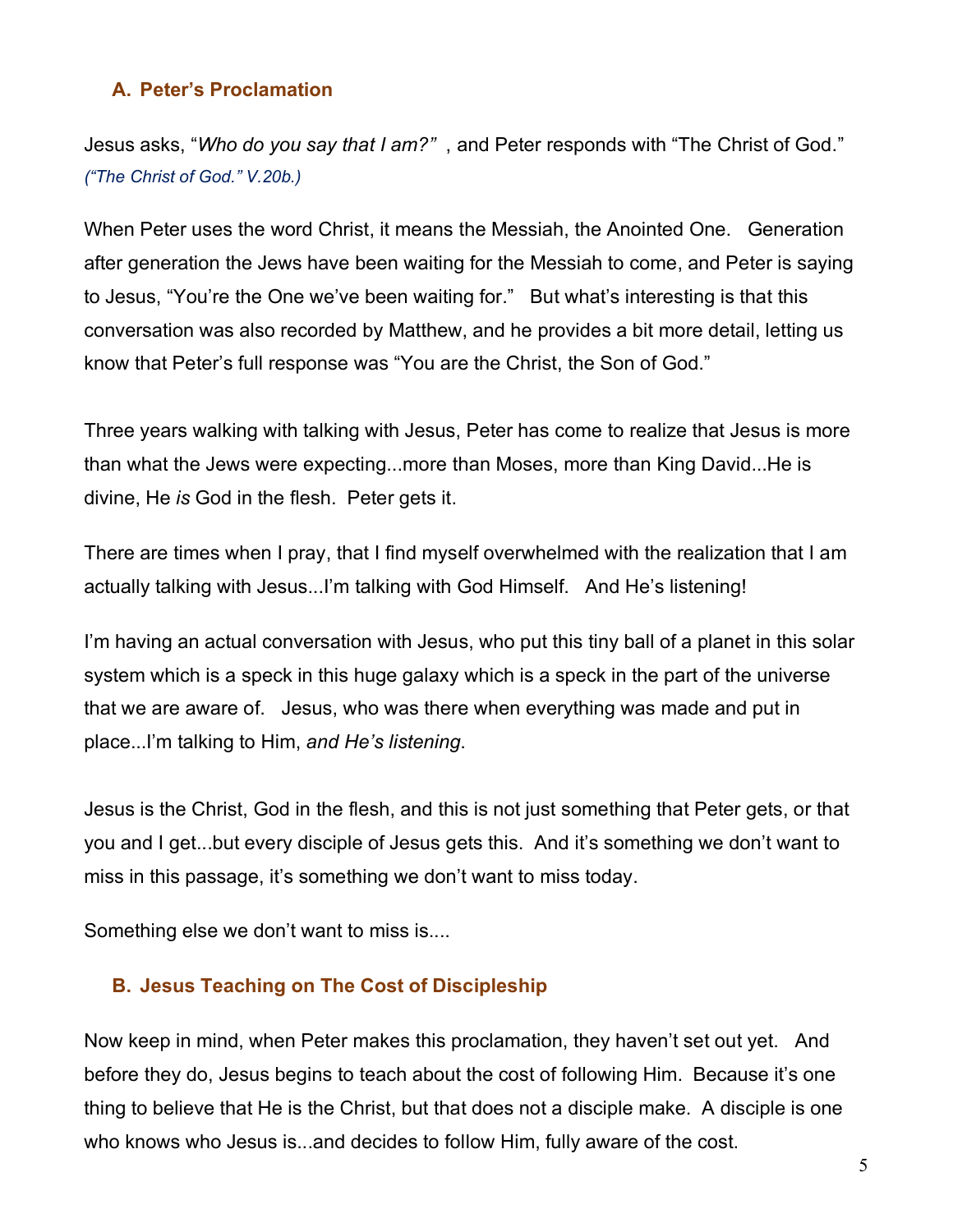### A. Peter's Proclamation

Jesus asks, "*Who do you say that I am?*" , and Peter responds with "The Christ of God." *("The Christ of God." V.20b.)*

When Peter uses the word Christ, it means the Messiah, the Anointed One. Generation after generation the Jews have been waiting for the Messiah to come, and Peter is saying to Jesus, "You're the One we've been waiting for." But what's interesting is that this conversation was also recorded by Matthew, and he provides a bit more detail, letting us know that Peter's full response was "You are the Christ, the Son of God."

Three years walking with talking with Jesus, Peter has come to realize that Jesus is more than what the Jews were expecting...more than Moses, more than King David...He is divine, He *is* God in the flesh. Peter gets it.

There are times when I pray, that I find myself overwhelmed with the realization that I am actually talking with Jesus...I'm talking with God Himself. And He's listening!

I'm having an actual conversation with Jesus, who put this tiny ball of a planet in this solar system which is a speck in this huge galaxy which is a speck in the part of the universe that we are aware of. Jesus, who was there when everything was made and put in place...I'm talking to Him, *and He's listening*.

Jesus is the Christ, God in the flesh, and this is not just something that Peter gets, or that you and I get...but every disciple of Jesus gets this. And it's something we don't want to miss in this passage, it's something we don't want to miss today.

Something else we don't want to miss is....

### B. Jesus Teaching on The Cost of Discipleship

Now keep in mind, when Peter makes this proclamation, they haven't set out yet. And before they do, Jesus begins to teach about the cost of following Him. Because it's one thing to believe that He is the Christ, but that does not a disciple make. A disciple is one who knows who Jesus is...and decides to follow Him, fully aware of the cost.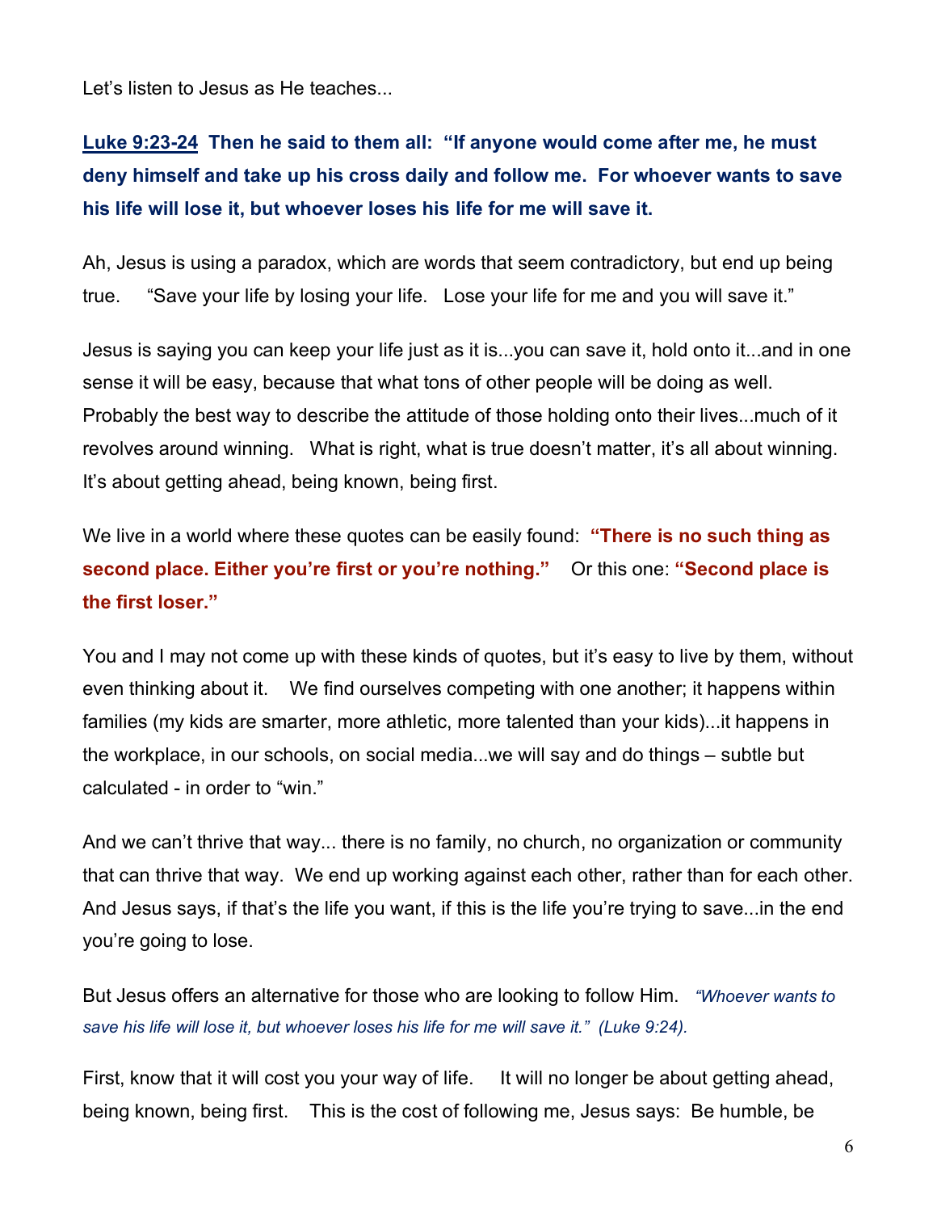Let's listen to Jesus as He teaches...

**Luke 9:23-24 Then he said to them all: "If anyone would come after me, he must deny himself and take up his cross daily and follow me. For whoever wants to save his life will lose it, but whoever loses his life for me will save it.**

Ah, Jesus is using a paradox, which are words that seem contradictory, but end up being true. "Save your life by losing your life. Lose your life for me and you will save it."

Jesus is saying you can keep your life just as it is...you can save it, hold onto it...and in one sense it will be easy, because that what tons of other people will be doing as well. Probably the best way to describe the attitude of those holding onto their lives...much of it revolves around winning. What is right, what is true doesn't matter, it's all about winning. It's about getting ahead, being known, being first.

We live in a world where these quotes can be easily found: **"There is no such thing as second place. Either you're first or you're nothing."** Or this one: **"Second place is the first loser."**

You and I may not come up with these kinds of quotes, but it's easy to live by them, without even thinking about it. We find ourselves competing with one another; it happens within families (my kids are smarter, more athletic, more talented than your kids)...it happens in the workplace, in our schools, on social media...we will say and do things – subtle but calculated - in order to "win."

And we can't thrive that way... there is no family, no church, no organization or community that can thrive that way. We end up working against each other, rather than for each other. And Jesus says, if that's the life you want, if this is the life you're trying to save...in the end you're going to lose.

But Jesus offers an alternative for those who are looking to follow Him. *"Whoever wants to save his life will lose it, but whoever loses his life for me will save it." (Luke 9:24).*

First, know that it will cost you your way of life. It will no longer be about getting ahead, being known, being first. This is the cost of following me, Jesus says: Be humble, be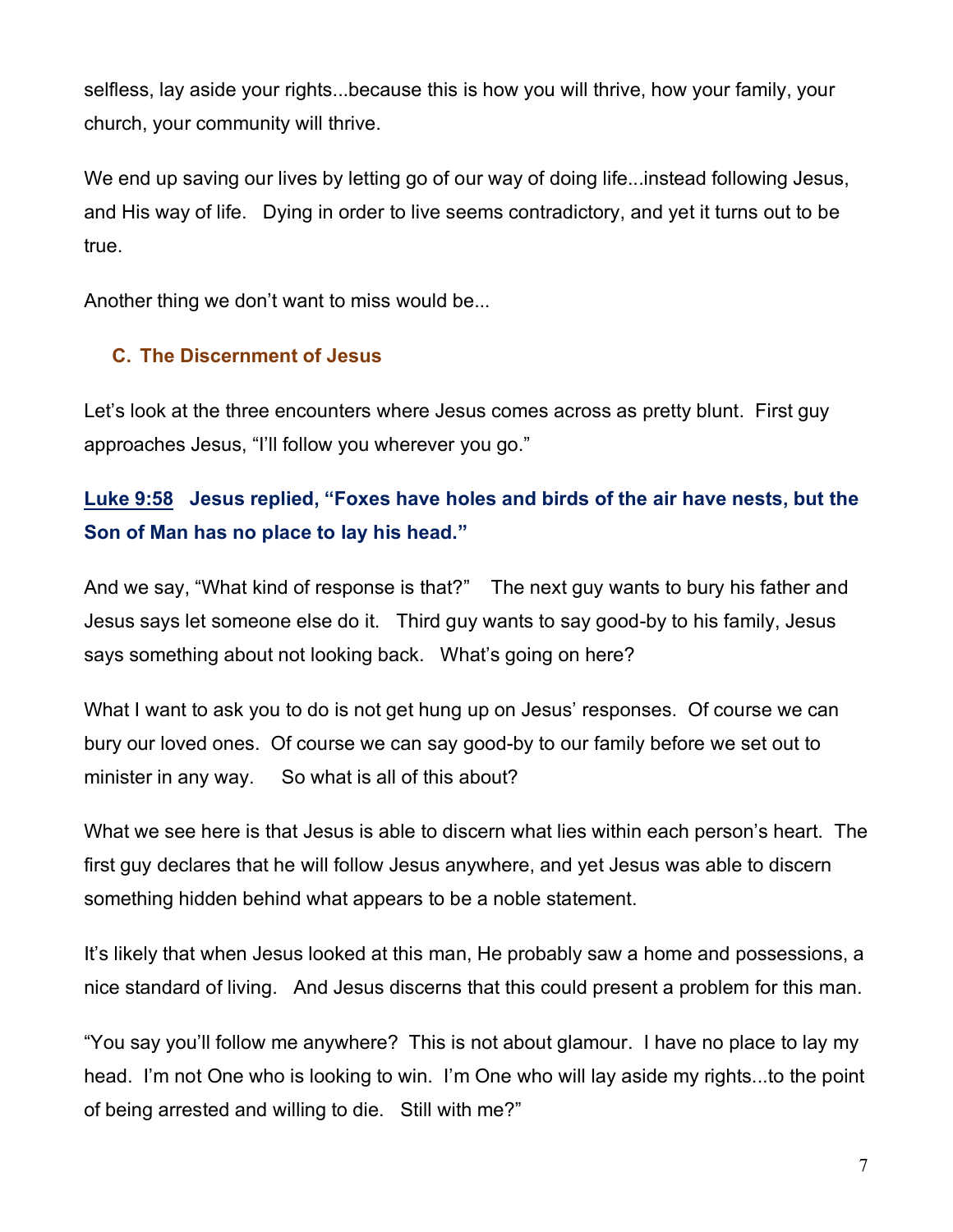selfless, lay aside your rights...because this is how you will thrive, how your family, your church, your community will thrive.

We end up saving our lives by letting go of our way of doing life...instead following Jesus, and His way of life. Dying in order to live seems contradictory, and yet it turns out to be true.

Another thing we don't want to miss would be...

### C. The Discernment of Jesus

Let's look at the three encounters where Jesus comes across as pretty blunt. First guy approaches Jesus, "I'll follow you wherever you go."

**Luke 9:58 Jesus replied, "Foxes have holes and birds of the air have nests, but the Son of Man has no place to lay his head."**

And we say, "What kind of response is that?" The next guy wants to bury his father and Jesus says let someone else do it. Third guy wants to say good-by to his family, Jesus says something about not looking back. What's going on here?

What I want to ask you to do is not get hung up on Jesus' responses. Of course we can bury our loved ones. Of course we can say good-by to our family before we set out to minister in any way. So what is all of this about?

What we see here is that Jesus is able to discern what lies within each person's heart. The first guy declares that he will follow Jesus anywhere, and yet Jesus was able to discern something hidden behind what appears to be a noble statement.

It's likely that when Jesus looked at this man, He probably saw a home and possessions, a nice standard of living. And Jesus discerns that this could present a problem for this man.

"You say you'll follow me anywhere? This is not about glamour. I have no place to lay my head. I'm not One who is looking to win. I'm One who will lay aside my rights...to the point of being arrested and willing to die. Still with me?"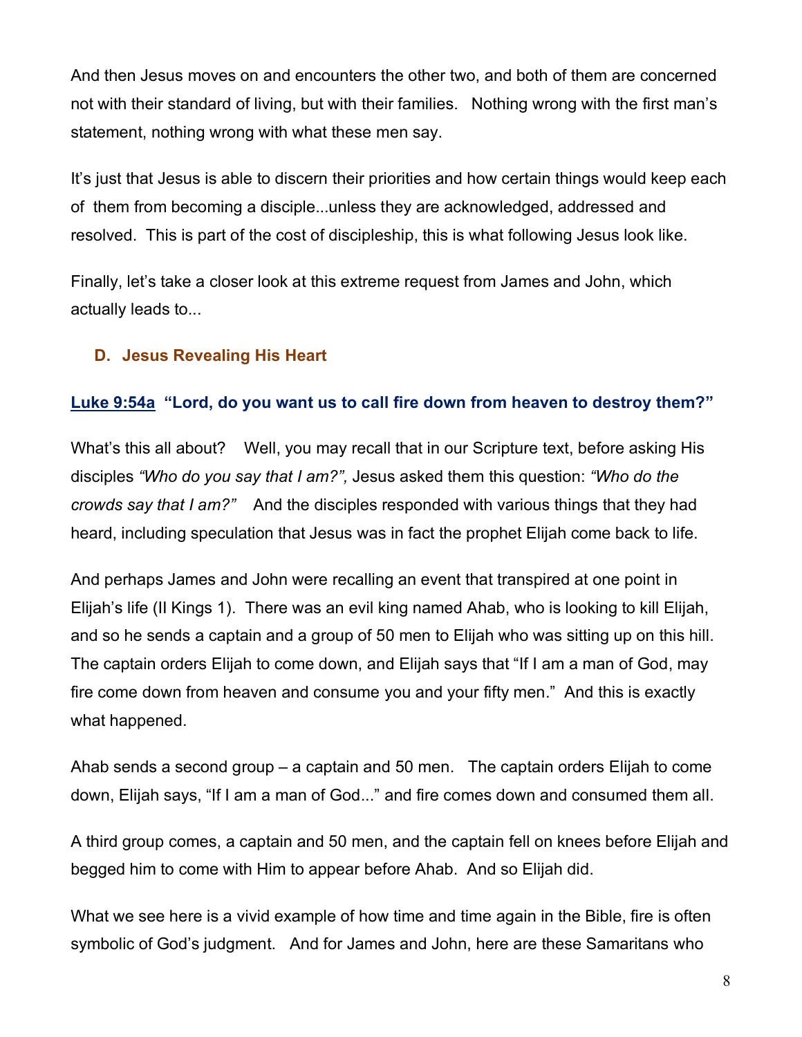And then Jesus moves on and encounters the other two, and both of them are concerned not with their standard of living, but with their families.   Nothing wrong with the first man's statement, nothing wrong with what these men say.

It's just that Jesus is able to discern their priorities and how certain things would keep each of  them from becoming a disciple...unless they are acknowledged, addressed and resolved.  This is part of the cost of discipleship, this is what following Jesus look like.

Finally, let's take a closer look at this extreme request from James and John, which actually leads to...

### D.  Jesus Revealing His Heart

**Luke 9:54a  "Lord, do you want us to call fire down from heaven to destroy them?"**

What's this all about?    Well, you may recall that in our Scripture text, before asking His disciples *"Who do you say that I am?",* Jesus asked them this question: *"Who do the crowds say that I am?"*    And the disciples responded with various things that they had heard, including speculation that Jesus was in fact the prophet Elijah come back to life.

And perhaps James and John were recalling an event that transpired at one point in Elijah's life (II Kings 1).  There was an evil king named Ahab, who is looking to kill Elijah, and so he sends a captain and a group of 50 men to Elijah who was sitting up on this hill. The captain orders Elijah to come down, and Elijah says that "If I am a man of God, may fire come down from heaven and consume you and your fifty men."  And this is exactly what happened.

Ahab sends a second group – a captain and 50 men.   The captain orders Elijah to come down, Elijah says, "If I am a man of God..." and fire comes down and consumed them all.

A third group comes, a captain and 50 men, and the captain fell on knees before Elijah and begged him to come with Him to appear before Ahab.  And so Elijah did.

What we see here is a vivid example of how time and time again in the Bible, fire is often symbolic of God's judgment.   And for James and John, here are these Samaritans who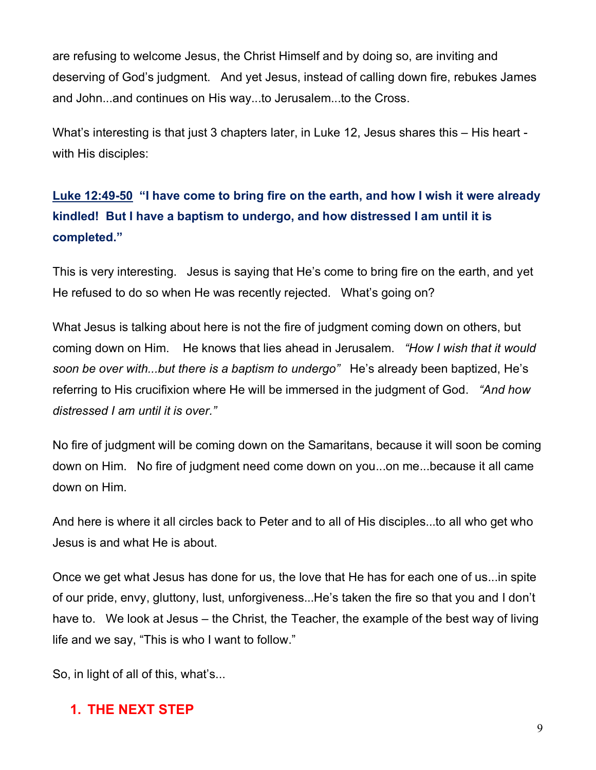are refusing to welcome Jesus, the Christ Himself and by doing so, are inviting and deserving of God's judgment. And yet Jesus, instead of calling down fire, rebukes James and John...and continues on His way...to Jerusalem...to the Cross.

What's interesting is that just 3 chapters later, in Luke 12, Jesus shares this – His heart - with His disciples:

**Luke 12:49-50 "I have come to bring fire on the earth, and how I wish it were already kindled! But I have a baptism to undergo, and how distressed I am until it is completed."**

This is very interesting. Jesus is saying that He's come to bring fire on the earth, and yet He refused to do so when He was recently rejected. What's going on?

What Jesus is talking about here is not the fire of judgment coming down on others, but coming down on Him. He knows that lies ahead in Jerusalem. *"How I wish that it would soon be over with...but there is a baptism to undergo"* He's already been baptized, He's referring to His crucifixion where He will be immersed in the judgment of God. *"And how distressed I am until it is over."*

No fire of judgment will be coming down on the Samaritans, because it will soon be coming down on Him. No fire of judgment need come down on you...on me...because it all came down on Him.

And here is where it all circles back to Peter and to all of His disciples...to all who get who Jesus is and what He is about.

Once we get what Jesus has done for us, the love that He has for each one of us...in spite of our pride, envy, gluttony, lust, unforgiveness...He's taken the fire so that you and I don't have to. We look at Jesus – the Christ, the Teacher, the example of the best way of living life and we say, "This is who I want to follow."

So, in light of all of this, what's...

## 1. THE NEXT STEP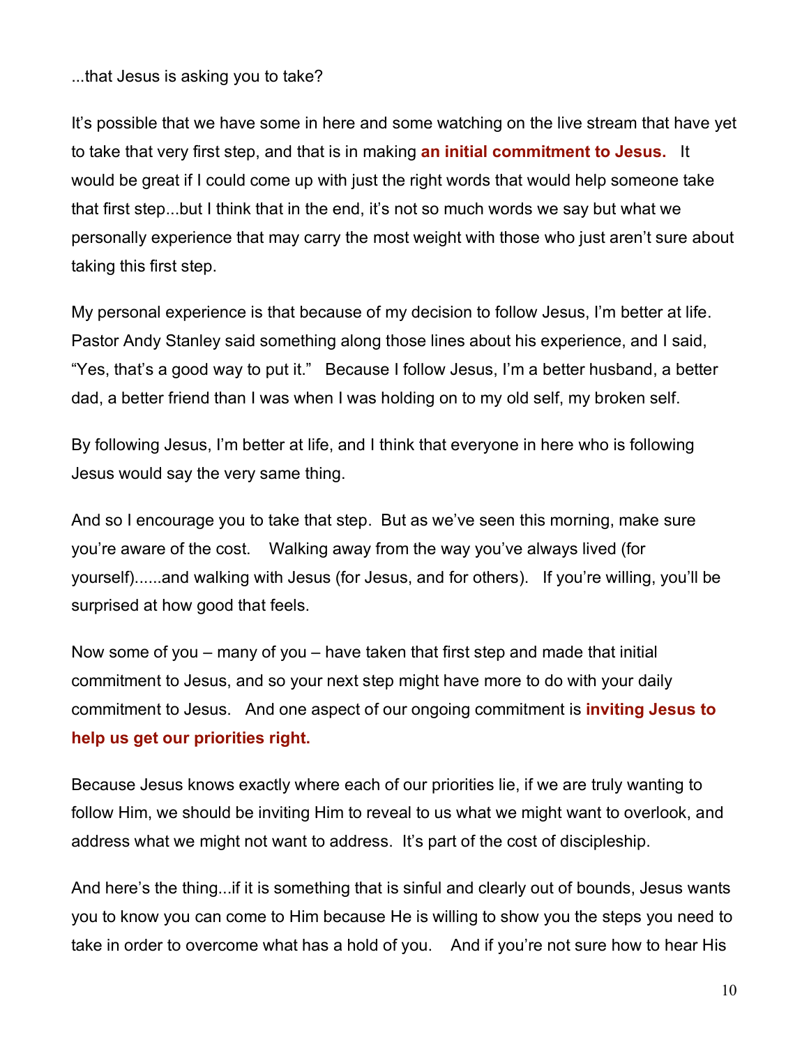...that Jesus is asking you to take?

It’s possible that we have some in here and some watching on the live stream that have yet to take that very first step, and that is in making **an initial commitment to Jesus.** It would be great if I could come up with just the right words that would help someone take that first step...but I think that in the end, it’s not so much words we say but what we personally experience that may carry the most weight with those who just aren’t sure about taking this first step.

My personal experience is that because of my decision to follow Jesus, I’m better at life. Pastor Andy Stanley said something along those lines about his experience, and I said, “Yes, that’s a good way to put it.” Because I follow Jesus, I’m a better husband, a better dad, a better friend than I was when I was holding on to my old self, my broken self.

By following Jesus, I’m better at life, and I think that everyone in here who is following Jesus would say the very same thing.

And so I encourage you to take that step. But as we’ve seen this morning, make sure you’re aware of the cost. Walking away from the way you’ve always lived (for yourself)......and walking with Jesus (for Jesus, and for others). If you’re willing, you’ll be surprised at how good that feels.

Now some of you – many of you – have taken that first step and made that initial commitment to Jesus, and so your next step might have more to do with your daily commitment to Jesus. And one aspect of our ongoing commitment is **inviting Jesus to help us get our priorities right.**

Because Jesus knows exactly where each of our priorities lie, if we are truly wanting to follow Him, we should be inviting Him to reveal to us what we might want to overlook, and address what we might not want to address. It’s part of the cost of discipleship.

And here’s the thing...if it is something that is sinful and clearly out of bounds, Jesus wants you to know you can come to Him because He is willing to show you the steps you need to take in order to overcome what has a hold of you. And if you’re not sure how to hear His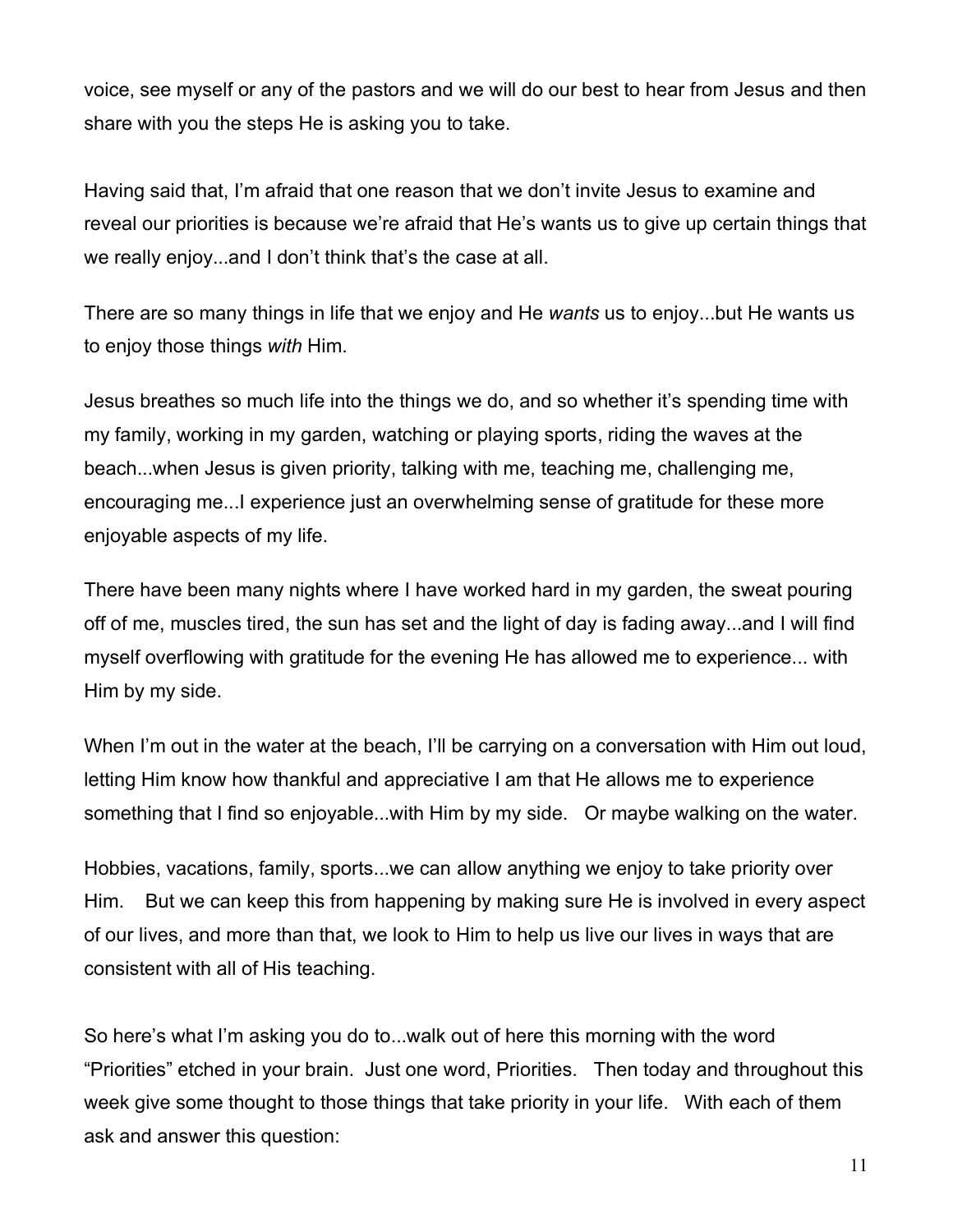voice, see myself or any of the pastors and we will do our best to hear from Jesus and then share with you the steps He is asking you to take.

Having said that, I'm afraid that one reason that we don't invite Jesus to examine and reveal our priorities is because we're afraid that He's wants us to give up certain things that we really enjoy...and I don't think that's the case at all.

There are so many things in life that we enjoy and He *wants* us to enjoy...but He wants us to enjoy those things *with* Him.

Jesus breathes so much life into the things we do, and so whether it's spending time with my family, working in my garden, watching or playing sports, riding the waves at the beach...when Jesus is given priority, talking with me, teaching me, challenging me, encouraging me...I experience just an overwhelming sense of gratitude for these more enjoyable aspects of my life.

There have been many nights where I have worked hard in my garden, the sweat pouring off of me, muscles tired, the sun has set and the light of day is fading away...and I will find myself overflowing with gratitude for the evening He has allowed me to experience... with Him by my side.

When I'm out in the water at the beach, I'll be carrying on a conversation with Him out loud, letting Him know how thankful and appreciative I am that He allows me to experience something that I find so enjoyable...with Him by my side. Or maybe walking on the water.

Hobbies, vacations, family, sports...we can allow anything we enjoy to take priority over Him. But we can keep this from happening by making sure He is involved in every aspect of our lives, and more than that, we look to Him to help us live our lives in ways that are consistent with all of His teaching.

So here's what I'm asking you do to...walk out of here this morning with the word "Priorities" etched in your brain. Just one word, Priorities. Then today and throughout this week give some thought to those things that take priority in your life. With each of them ask and answer this question: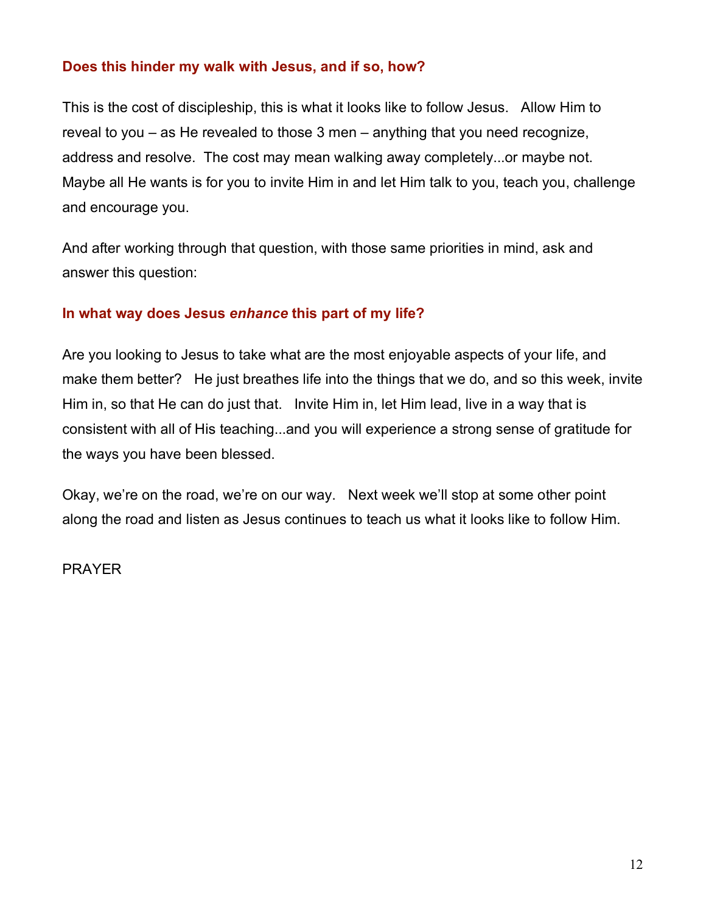### Does this hinder my walk with Jesus, and if so, how?

This is the cost of discipleship, this is what it looks like to follow Jesus. Allow Him to reveal to you – as He revealed to those 3 men – anything that you need recognize, address and resolve. The cost may mean walking away completely...or maybe not. Maybe all He wants is for you to invite Him in and let Him talk to you, teach you, challenge and encourage you.

And after working through that question, with those same priorities in mind, ask and answer this question:

### In what way does Jesus *enhance* this part of my life?

Are you looking to Jesus to take what are the most enjoyable aspects of your life, and make them better? He just breathes life into the things that we do, and so this week, invite Him in, so that He can do just that. Invite Him in, let Him lead, live in a way that is consistent with all of His teaching...and you will experience a strong sense of gratitude for the ways you have been blessed.

Okay, we're on the road, we're on our way. Next week we'll stop at some other point along the road and listen as Jesus continues to teach us what it looks like to follow Him.

PRAYER